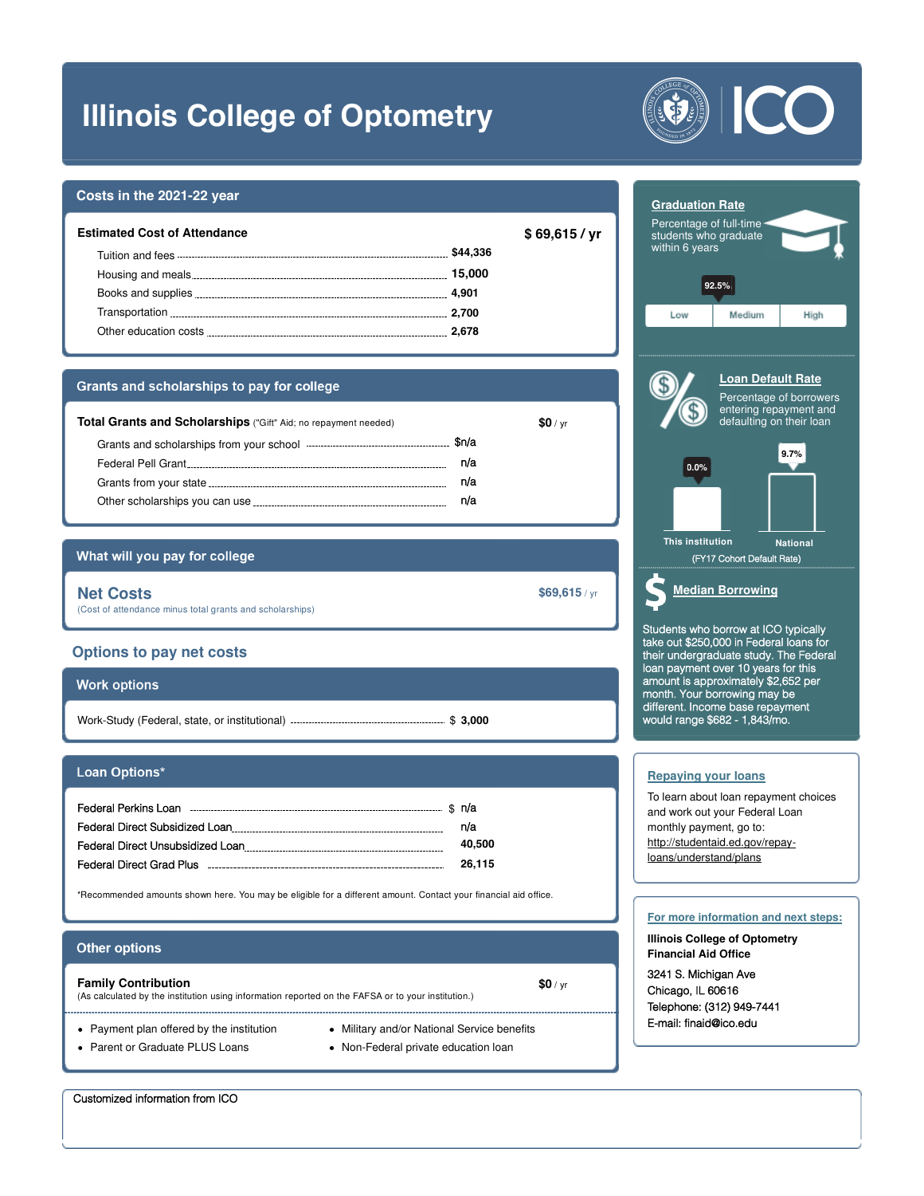# Illinois College of Optometry

ICO

## Costs in the 2021-22 year

| **Estimated Cost of Attendance** | **$ 69,615 / yr** |
|---|---|
| Tuition and fees | $44,336 |
| Housing and meals | 15,000 |
| Books and supplies | 4,901 |
| Transportation | 2,700 |
| Other education costs | 2,678 |

## Grants and scholarships to pay for college

| **Total Grants and Scholarships** ("Gift" Aid; no repayment needed) | **$0** / yr |
|---|---|
| Grants and scholarships from your school | $n/a |
| Federal Pell Grant | n/a |
| Grants from your state | n/a |
| Other scholarships you can use | n/a |

## What will you pay for college

**Net Costs** — $69,615 / yr

(Cost of attendance minus total grants and scholarships)

## Options to pay net costs

### Work options

| Work-Study (Federal, state, or institutional) | $ 3,000 |
|---|---|

### Loan Options*

| Loan | Amount |
|---|---|
| Federal Perkins Loan | $ n/a |
| Federal Direct Subsidized Loan | n/a |
| Federal Direct Unsubsidized Loan | 40,500 |
| Federal Direct Grad Plus | 26,115 |

*Recommended amounts shown here. You may be eligible for a different amount. Contact your financial aid office.

### Other options

**Family Contribution** — **$0** / yr

(As calculated by the institution using information reported on the FAFSA or to your institution.)

- Payment plan offered by the institution
- Parent or Graduate PLUS Loans
- Military and/or National Service benefits
- Non-Federal private education loan

## Graduation Rate

Percentage of full-time students who graduate within 6 years

92.5%

Low | Medium | High

## Loan Default Rate

Percentage of borrowers entering repayment and defaulting on their loan

| This institution | National |
|---|---|
| 0.0% | 9.7% |

(FY17 Cohort Default Rate)

## Median Borrowing

Students who borrow at ICO typically take out $250,000 in Federal loans for their undergraduate study. The Federal loan payment over 10 years for this amount is approximately $2,652 per month. Your borrowing may be different. Income base repayment would range $682 - 1,843/mo.

## Repaying your loans

To learn about loan repayment choices and work out your Federal Loan monthly payment, go to: http://studentaid.ed.gov/repay-loans/understand/plans

## For more information and next steps:

**Illinois College of Optometry**
**Financial Aid Office**

3241 S. Michigan Ave
Chicago, IL 60616
Telephone: (312) 949-7441
E-mail: finaid@ico.edu

Customized information from ICO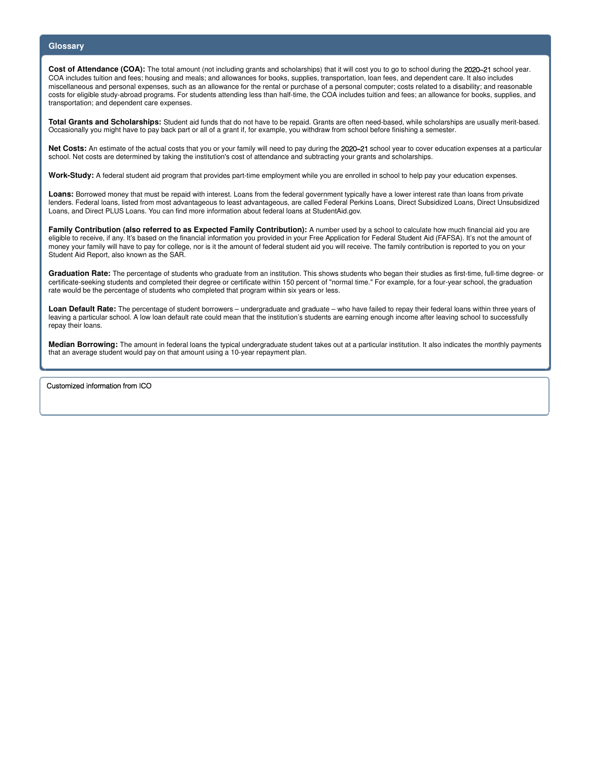## Glossary

**Cost of Attendance (COA):** The total amount (not including grants and scholarships) that it will cost you to go to school during the 2020–21 school year. COA includes tuition and fees; housing and meals; and allowances for books, supplies, transportation, loan fees, and dependent care. It also includes miscellaneous and personal expenses, such as an allowance for the rental or purchase of a personal computer; costs related to a disability; and reasonable costs for eligible study-abroad programs. For students attending less than half-time, the COA includes tuition and fees; an allowance for books, supplies, and transportation; and dependent care expenses.

**Total Grants and Scholarships:** Student aid funds that do not have to be repaid. Grants are often need-based, while scholarships are usually merit-based. Occasionally you might have to pay back part or all of a grant if, for example, you withdraw from school before finishing a semester.

**Net Costs:** An estimate of the actual costs that you or your family will need to pay during the 2020–21 school year to cover education expenses at a particular school. Net costs are determined by taking the institution's cost of attendance and subtracting your grants and scholarships.

**Work-Study:** A federal student aid program that provides part-time employment while you are enrolled in school to help pay your education expenses.

**Loans:** Borrowed money that must be repaid with interest. Loans from the federal government typically have a lower interest rate than loans from private lenders. Federal loans, listed from most advantageous to least advantageous, are called Federal Perkins Loans, Direct Subsidized Loans, Direct Unsubsidized Loans, and Direct PLUS Loans. You can find more information about federal loans at StudentAid.gov.

**Family Contribution (also referred to as Expected Family Contribution):** A number used by a school to calculate how much financial aid you are eligible to receive, if any. It's based on the financial information you provided in your Free Application for Federal Student Aid (FAFSA). It's not the amount of money your family will have to pay for college, nor is it the amount of federal student aid you will receive. The family contribution is reported to you on your Student Aid Report, also known as the SAR.

**Graduation Rate:** The percentage of students who graduate from an institution. This shows students who began their studies as first-time, full-time degree- or certificate-seeking students and completed their degree or certificate within 150 percent of "normal time." For example, for a four-year school, the graduation rate would be the percentage of students who completed that program within six years or less.

**Loan Default Rate:** The percentage of student borrowers – undergraduate and graduate – who have failed to repay their federal loans within three years of leaving a particular school. A low loan default rate could mean that the institution's students are earning enough income after leaving school to successfully repay their loans.

**Median Borrowing:** The amount in federal loans the typical undergraduate student takes out at a particular institution. It also indicates the monthly payments that an average student would pay on that amount using a 10-year repayment plan.

Customized information from ICO